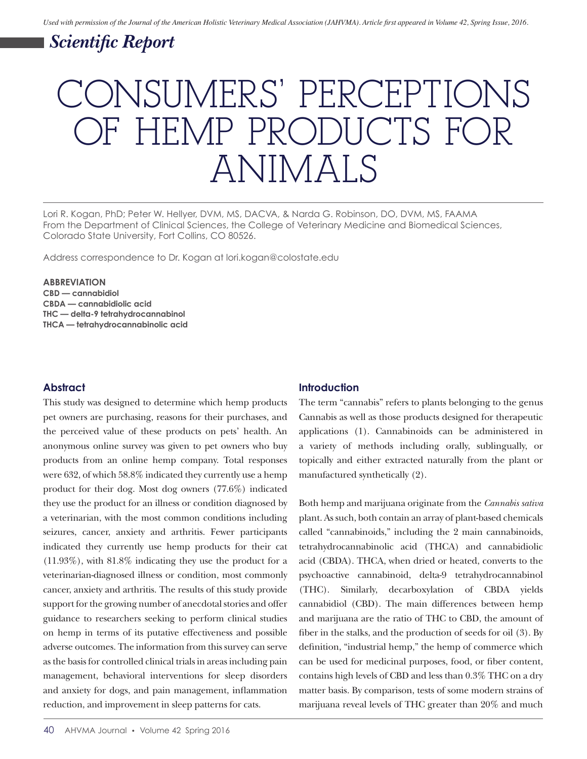*Used with permission of the Journal of the American Holistic Veterinary Medical Association (JAHVMA). Article first appeared in Volume 42, Spring Issue, 2016.*

## *Scientific Report*

# CONSUMERS' PERCEPTIONS OF HEMP PRODUCTS FOR ANIMALS

Lori R. Kogan, PhD; Peter W. Hellyer, DVM, MS, DACVA, & Narda G. Robinson, DO, DVM, MS, FAAMA
From the Department of Clinical Sciences, the College of Veterinary Medicine and Biomedical Sciences, Colorado State University, Fort Collins, CO 80526.

Address correspondence to Dr. Kogan at lori.kogan@colostate.edu

**ABBREVIATION**
**CBD — cannabidiol**
**CBDA — cannabidiolic acid**
**THC — delta-9 tetrahydrocannabinol**
**THCA — tetrahydrocannabinolic acid**

### Abstract

This study was designed to determine which hemp products pet owners are purchasing, reasons for their purchases, and the perceived value of these products on pets' health. An anonymous online survey was given to pet owners who buy products from an online hemp company. Total responses were 632, of which 58.8% indicated they currently use a hemp product for their dog. Most dog owners (77.6%) indicated they use the product for an illness or condition diagnosed by a veterinarian, with the most common conditions including seizures, cancer, anxiety and arthritis. Fewer participants indicated they currently use hemp products for their cat (11.93%), with 81.8% indicating they use the product for a veterinarian-diagnosed illness or condition, most commonly cancer, anxiety and arthritis. The results of this study provide support for the growing number of anecdotal stories and offer guidance to researchers seeking to perform clinical studies on hemp in terms of its putative effectiveness and possible adverse outcomes. The information from this survey can serve as the basis for controlled clinical trials in areas including pain management, behavioral interventions for sleep disorders and anxiety for dogs, and pain management, inflammation reduction, and improvement in sleep patterns for cats.

### Introduction

The term "cannabis" refers to plants belonging to the genus Cannabis as well as those products designed for therapeutic applications (1). Cannabinoids can be administered in a variety of methods including orally, sublingually, or topically and either extracted naturally from the plant or manufactured synthetically (2).

Both hemp and marijuana originate from the *Cannabis sativa* plant. As such, both contain an array of plant-based chemicals called "cannabinoids," including the 2 main cannabinoids, tetrahydrocannabinolic acid (THCA) and cannabidiolic acid (CBDA). THCA, when dried or heated, converts to the psychoactive cannabinoid, delta-9 tetrahydrocannabinol (THC). Similarly, decarboxylation of CBDA yields cannabidiol (CBD). The main differences between hemp and marijuana are the ratio of THC to CBD, the amount of fiber in the stalks, and the production of seeds for oil (3). By definition, "industrial hemp," the hemp of commerce which can be used for medicinal purposes, food, or fiber content, contains high levels of CBD and less than 0.3% THC on a dry matter basis. By comparison, tests of some modern strains of marijuana reveal levels of THC greater than 20% and much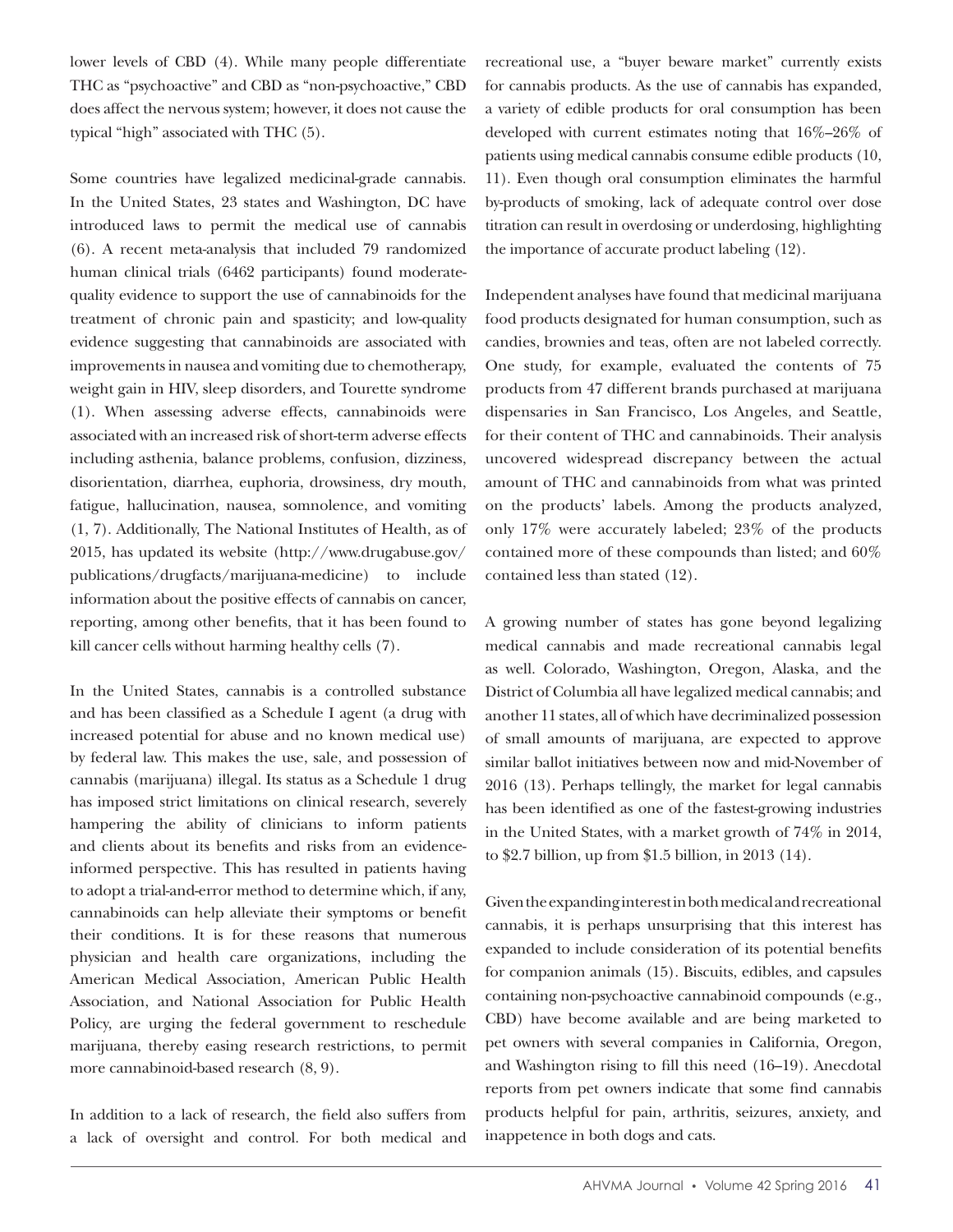lower levels of CBD (4). While many people differentiate THC as "psychoactive" and CBD as "non-psychoactive," CBD does affect the nervous system; however, it does not cause the typical "high" associated with THC (5).

Some countries have legalized medicinal-grade cannabis. In the United States, 23 states and Washington, DC have introduced laws to permit the medical use of cannabis (6). A recent meta-analysis that included 79 randomized human clinical trials (6462 participants) found moderate-quality evidence to support the use of cannabinoids for the treatment of chronic pain and spasticity; and low-quality evidence suggesting that cannabinoids are associated with improvements in nausea and vomiting due to chemotherapy, weight gain in HIV, sleep disorders, and Tourette syndrome (1). When assessing adverse effects, cannabinoids were associated with an increased risk of short-term adverse effects including asthenia, balance problems, confusion, dizziness, disorientation, diarrhea, euphoria, drowsiness, dry mouth, fatigue, hallucination, nausea, somnolence, and vomiting (1, 7). Additionally, The National Institutes of Health, as of 2015, has updated its website (http://www.drugabuse.gov/publications/drugfacts/marijuana-medicine) to include information about the positive effects of cannabis on cancer, reporting, among other benefits, that it has been found to kill cancer cells without harming healthy cells (7).

In the United States, cannabis is a controlled substance and has been classified as a Schedule I agent (a drug with increased potential for abuse and no known medical use) by federal law. This makes the use, sale, and possession of cannabis (marijuana) illegal. Its status as a Schedule 1 drug has imposed strict limitations on clinical research, severely hampering the ability of clinicians to inform patients and clients about its benefits and risks from an evidence-informed perspective. This has resulted in patients having to adopt a trial-and-error method to determine which, if any, cannabinoids can help alleviate their symptoms or benefit their conditions. It is for these reasons that numerous physician and health care organizations, including the American Medical Association, American Public Health Association, and National Association for Public Health Policy, are urging the federal government to reschedule marijuana, thereby easing research restrictions, to permit more cannabinoid-based research (8, 9).

In addition to a lack of research, the field also suffers from a lack of oversight and control. For both medical and recreational use, a "buyer beware market" currently exists for cannabis products. As the use of cannabis has expanded, a variety of edible products for oral consumption has been developed with current estimates noting that 16%–26% of patients using medical cannabis consume edible products (10, 11). Even though oral consumption eliminates the harmful by-products of smoking, lack of adequate control over dose titration can result in overdosing or underdosing, highlighting the importance of accurate product labeling (12).

Independent analyses have found that medicinal marijuana food products designated for human consumption, such as candies, brownies and teas, often are not labeled correctly. One study, for example, evaluated the contents of 75 products from 47 different brands purchased at marijuana dispensaries in San Francisco, Los Angeles, and Seattle, for their content of THC and cannabinoids. Their analysis uncovered widespread discrepancy between the actual amount of THC and cannabinoids from what was printed on the products' labels. Among the products analyzed, only 17% were accurately labeled; 23% of the products contained more of these compounds than listed; and 60% contained less than stated (12).

A growing number of states has gone beyond legalizing medical cannabis and made recreational cannabis legal as well. Colorado, Washington, Oregon, Alaska, and the District of Columbia all have legalized medical cannabis; and another 11 states, all of which have decriminalized possession of small amounts of marijuana, are expected to approve similar ballot initiatives between now and mid-November of 2016 (13). Perhaps tellingly, the market for legal cannabis has been identified as one of the fastest-growing industries in the United States, with a market growth of 74% in 2014, to $2.7 billion, up from $1.5 billion, in 2013 (14).

Given the expanding interest in both medical and recreational cannabis, it is perhaps unsurprising that this interest has expanded to include consideration of its potential benefits for companion animals (15). Biscuits, edibles, and capsules containing non-psychoactive cannabinoid compounds (e.g., CBD) have become available and are being marketed to pet owners with several companies in California, Oregon, and Washington rising to fill this need (16–19). Anecdotal reports from pet owners indicate that some find cannabis products helpful for pain, arthritis, seizures, anxiety, and inappetence in both dogs and cats.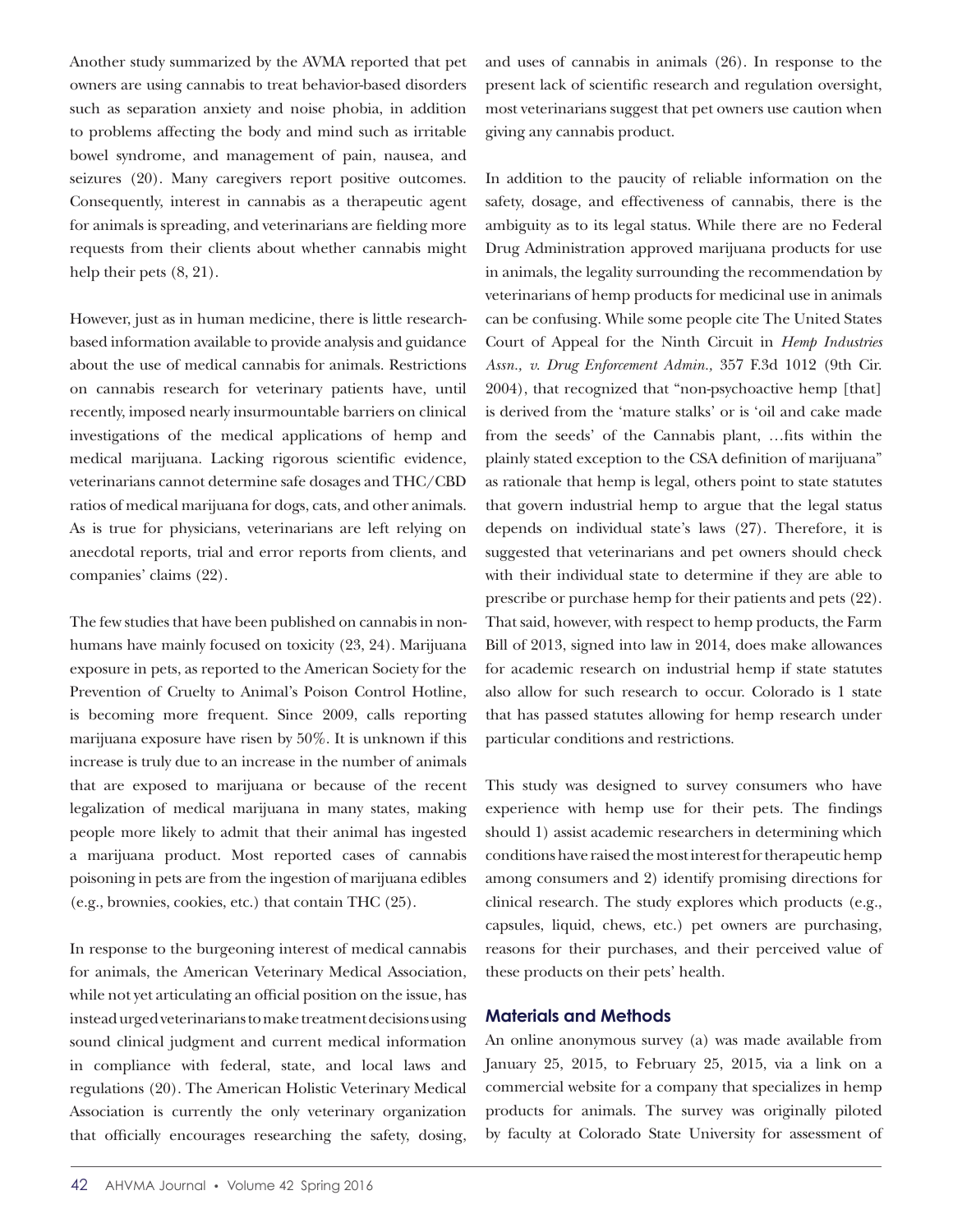Another study summarized by the AVMA reported that pet owners are using cannabis to treat behavior-based disorders such as separation anxiety and noise phobia, in addition to problems affecting the body and mind such as irritable bowel syndrome, and management of pain, nausea, and seizures (20). Many caregivers report positive outcomes. Consequently, interest in cannabis as a therapeutic agent for animals is spreading, and veterinarians are fielding more requests from their clients about whether cannabis might help their pets (8, 21).

However, just as in human medicine, there is little research-based information available to provide analysis and guidance about the use of medical cannabis for animals. Restrictions on cannabis research for veterinary patients have, until recently, imposed nearly insurmountable barriers on clinical investigations of the medical applications of hemp and medical marijuana. Lacking rigorous scientific evidence, veterinarians cannot determine safe dosages and THC/CBD ratios of medical marijuana for dogs, cats, and other animals. As is true for physicians, veterinarians are left relying on anecdotal reports, trial and error reports from clients, and companies' claims (22).

The few studies that have been published on cannabis in non-humans have mainly focused on toxicity (23, 24). Marijuana exposure in pets, as reported to the American Society for the Prevention of Cruelty to Animal's Poison Control Hotline, is becoming more frequent. Since 2009, calls reporting marijuana exposure have risen by 50%. It is unknown if this increase is truly due to an increase in the number of animals that are exposed to marijuana or because of the recent legalization of medical marijuana in many states, making people more likely to admit that their animal has ingested a marijuana product. Most reported cases of cannabis poisoning in pets are from the ingestion of marijuana edibles (e.g., brownies, cookies, etc.) that contain THC (25).

In response to the burgeoning interest of medical cannabis for animals, the American Veterinary Medical Association, while not yet articulating an official position on the issue, has instead urged veterinarians to make treatment decisions using sound clinical judgment and current medical information in compliance with federal, state, and local laws and regulations (20). The American Holistic Veterinary Medical Association is currently the only veterinary organization that officially encourages researching the safety, dosing, and uses of cannabis in animals (26). In response to the present lack of scientific research and regulation oversight, most veterinarians suggest that pet owners use caution when giving any cannabis product.

In addition to the paucity of reliable information on the safety, dosage, and effectiveness of cannabis, there is the ambiguity as to its legal status. While there are no Federal Drug Administration approved marijuana products for use in animals, the legality surrounding the recommendation by veterinarians of hemp products for medicinal use in animals can be confusing. While some people cite The United States Court of Appeal for the Ninth Circuit in *Hemp Industries Assn., v. Drug Enforcement Admin.,* 357 F.3d 1012 (9th Cir. 2004), that recognized that "non-psychoactive hemp [that] is derived from the 'mature stalks' or is 'oil and cake made from the seeds' of the Cannabis plant, …fits within the plainly stated exception to the CSA definition of marijuana" as rationale that hemp is legal, others point to state statutes that govern industrial hemp to argue that the legal status depends on individual state's laws (27). Therefore, it is suggested that veterinarians and pet owners should check with their individual state to determine if they are able to prescribe or purchase hemp for their patients and pets (22). That said, however, with respect to hemp products, the Farm Bill of 2013, signed into law in 2014, does make allowances for academic research on industrial hemp if state statutes also allow for such research to occur. Colorado is 1 state that has passed statutes allowing for hemp research under particular conditions and restrictions.

This study was designed to survey consumers who have experience with hemp use for their pets. The findings should 1) assist academic researchers in determining which conditions have raised the most interest for therapeutic hemp among consumers and 2) identify promising directions for clinical research. The study explores which products (e.g., capsules, liquid, chews, etc.) pet owners are purchasing, reasons for their purchases, and their perceived value of these products on their pets' health.

## Materials and Methods

An online anonymous survey (a) was made available from January 25, 2015, to February 25, 2015, via a link on a commercial website for a company that specializes in hemp products for animals. The survey was originally piloted by faculty at Colorado State University for assessment of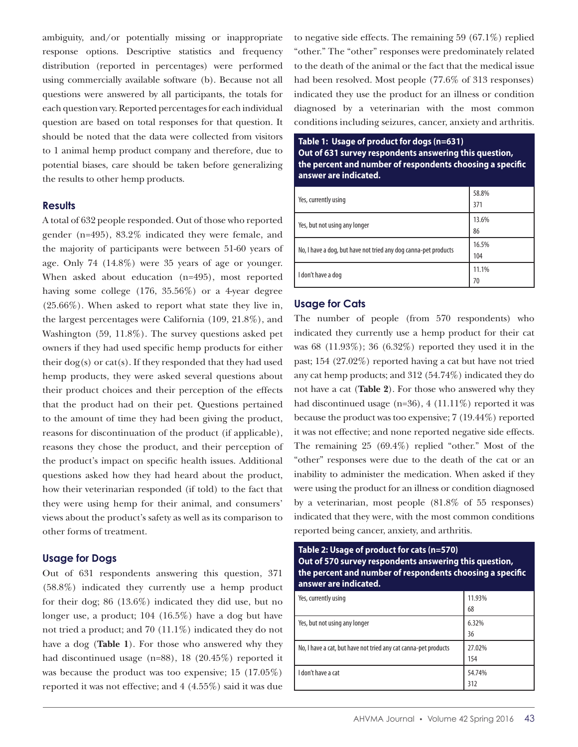ambiguity, and/or potentially missing or inappropriate response options. Descriptive statistics and frequency distribution (reported in percentages) were performed using commercially available software (b). Because not all questions were answered by all participants, the totals for each question vary. Reported percentages for each individual question are based on total responses for that question. It should be noted that the data were collected from visitors to 1 animal hemp product company and therefore, due to potential biases, care should be taken before generalizing the results to other hemp products.

### Results

A total of 632 people responded. Out of those who reported gender (n=495), 83.2% indicated they were female, and the majority of participants were between 51-60 years of age. Only 74 (14.8%) were 35 years of age or younger. When asked about education (n=495), most reported having some college (176, 35.56%) or a 4-year degree (25.66%). When asked to report what state they live in, the largest percentages were California (109, 21.8%), and Washington (59, 11.8%). The survey questions asked pet owners if they had used specific hemp products for either their dog(s) or cat(s). If they responded that they had used hemp products, they were asked several questions about their product choices and their perception of the effects that the product had on their pet. Questions pertained to the amount of time they had been giving the product, reasons for discontinuation of the product (if applicable), reasons they chose the product, and their perception of the product's impact on specific health issues. Additional questions asked how they had heard about the product, how their veterinarian responded (if told) to the fact that they were using hemp for their animal, and consumers' views about the product's safety as well as its comparison to other forms of treatment.

### Usage for Dogs

Out of 631 respondents answering this question, 371 (58.8%) indicated they currently use a hemp product for their dog; 86 (13.6%) indicated they did use, but no longer use, a product; 104 (16.5%) have a dog but have not tried a product; and 70 (11.1%) indicated they do not have a dog (**Table 1**). For those who answered why they had discontinued usage (n=88), 18 (20.45%) reported it was because the product was too expensive; 15 (17.05%) reported it was not effective; and 4 (4.55%) said it was due to negative side effects. The remaining 59 (67.1%) replied "other." The "other" responses were predominately related to the death of the animal or the fact that the medical issue had been resolved. Most people (77.6% of 313 responses) indicated they use the product for an illness or condition diagnosed by a veterinarian with the most common conditions including seizures, cancer, anxiety and arthritis.

**Table 1: Usage of product for dogs (n=631)**
**Out of 631 survey respondents answering this question, the percent and number of respondents choosing a specific answer are indicated.**

| Response | Percent / Number |
|---|---|
| Yes, currently using | 58.8% 371 |
| Yes, but not using any longer | 13.6% 86 |
| No, I have a dog, but have not tried any dog canna-pet products | 16.5% 104 |
| I don't have a dog | 11.1% 70 |

### Usage for Cats

The number of people (from 570 respondents) who indicated they currently use a hemp product for their cat was 68 (11.93%); 36 (6.32%) reported they used it in the past; 154 (27.02%) reported having a cat but have not tried any cat hemp products; and 312 (54.74%) indicated they do not have a cat (**Table 2**). For those who answered why they had discontinued usage (n=36), 4 (11.11%) reported it was because the product was too expensive; 7 (19.44%) reported it was not effective; and none reported negative side effects. The remaining 25 (69.4%) replied "other." Most of the "other" responses were due to the death of the cat or an inability to administer the medication. When asked if they were using the product for an illness or condition diagnosed by a veterinarian, most people (81.8% of 55 responses) indicated that they were, with the most common conditions reported being cancer, anxiety, and arthritis.

**Table 2: Usage of product for cats (n=570)**
**Out of 570 survey respondents answering this question, the percent and number of respondents choosing a specific answer are indicated.**

| Response | Percent / Number |
|---|---|
| Yes, currently using | 11.93% 68 |
| Yes, but not using any longer | 6.32% 36 |
| No, I have a cat, but have not tried any cat canna-pet products | 27.02% 154 |
| I don't have a cat | 54.74% 312 |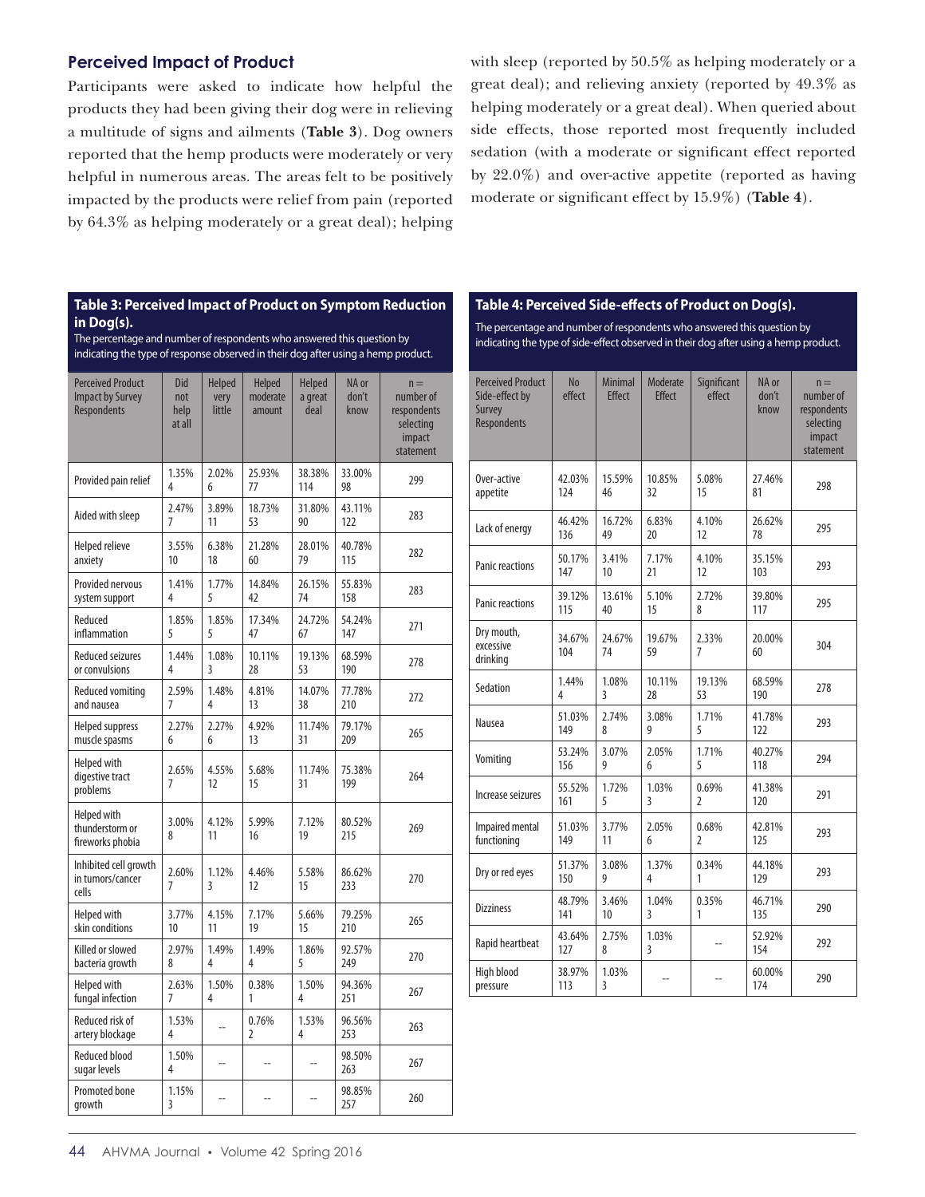## Perceived Impact of Product

Participants were asked to indicate how helpful the products they had been giving their dog were in relieving a multitude of signs and ailments (**Table 3**). Dog owners reported that the hemp products were moderately or very helpful in numerous areas. The areas felt to be positively impacted by the products were relief from pain (reported by 64.3% as helping moderately or a great deal); helping with sleep (reported by 50.5% as helping moderately or a great deal); and relieving anxiety (reported by 49.3% as helping moderately or a great deal). When queried about side effects, those reported most frequently included sedation (with a moderate or significant effect reported by 22.0%) and over-active appetite (reported as having moderate or significant effect by 15.9%) (**Table 4**).

**Table 3: Perceived Impact of Product on Symptom Reduction in Dog(s).**
The percentage and number of respondents who answered this question by indicating the type of response observed in their dog after using a hemp product.

| Perceived Product Impact by Survey Respondents | Did not help at all | Helped very little | Helped moderate amount | Helped a great deal | NA or don't know | n = number of respondents selecting impact statement |
|---|---|---|---|---|---|---|
| Provided pain relief | 1.35% 4 | 2.02% 6 | 25.93% 77 | 38.38% 114 | 33.00% 98 | 299 |
| Aided with sleep | 2.47% 7 | 3.89% 11 | 18.73% 53 | 31.80% 90 | 43.11% 122 | 283 |
| Helped relieve anxiety | 3.55% 10 | 6.38% 18 | 21.28% 60 | 28.01% 79 | 40.78% 115 | 282 |
| Provided nervous system support | 1.41% 4 | 1.77% 5 | 14.84% 42 | 26.15% 74 | 55.83% 158 | 283 |
| Reduced inflammation | 1.85% 5 | 1.85% 5 | 17.34% 47 | 24.72% 67 | 54.24% 147 | 271 |
| Reduced seizures or convulsions | 1.44% 4 | 1.08% 3 | 10.11% 28 | 19.13% 53 | 68.59% 190 | 278 |
| Reduced vomiting and nausea | 2.59% 7 | 1.48% 4 | 4.81% 13 | 14.07% 38 | 77.78% 210 | 272 |
| Helped suppress muscle spasms | 2.27% 6 | 2.27% 6 | 4.92% 13 | 11.74% 31 | 79.17% 209 | 265 |
| Helped with digestive tract problems | 2.65% 7 | 4.55% 12 | 5.68% 15 | 11.74% 31 | 75.38% 199 | 264 |
| Helped with thunderstorm or fireworks phobia | 3.00% 8 | 4.12% 11 | 5.99% 16 | 7.12% 19 | 80.52% 215 | 269 |
| Inhibited cell growth in tumors/cancer cells | 2.60% 7 | 1.12% 3 | 4.46% 12 | 5.58% 15 | 86.62% 233 | 270 |
| Helped with skin conditions | 3.77% 10 | 4.15% 11 | 7.17% 19 | 5.66% 15 | 79.25% 210 | 265 |
| Killed or slowed bacteria growth | 2.97% 8 | 1.49% 4 | 1.49% 4 | 1.86% 5 | 92.57% 249 | 270 |
| Helped with fungal infection | 2.63% 7 | 1.50% 4 | 0.38% 1 | 1.50% 4 | 94.36% 251 | 267 |
| Reduced risk of artery blockage | 1.53% 4 | -- | 0.76% 2 | 1.53% 4 | 96.56% 253 | 263 |
| Reduced blood sugar levels | 1.50% 4 | -- | -- | -- | 98.50% 263 | 267 |
| Promoted bone growth | 1.15% 3 | -- | -- | -- | 98.85% 257 | 260 |

**Table 4: Perceived Side-effects of Product on Dog(s).**
The percentage and number of respondents who answered this question by indicating the type of side-effect observed in their dog after using a hemp product.

| Perceived Product Side-effect by Survey Respondents | No effect | Minimal Effect | Moderate Effect | Significant effect | NA or don't know | n = number of respondents selecting impact statement |
|---|---|---|---|---|---|---|
| Over-active appetite | 42.03% 124 | 15.59% 46 | 10.85% 32 | 5.08% 15 | 27.46% 81 | 298 |
| Lack of energy | 46.42% 136 | 16.72% 49 | 6.83% 20 | 4.10% 12 | 26.62% 78 | 295 |
| Panic reactions | 50.17% 147 | 3.41% 10 | 7.17% 21 | 4.10% 12 | 35.15% 103 | 293 |
| Panic reactions | 39.12% 115 | 13.61% 40 | 5.10% 15 | 2.72% 8 | 39.80% 117 | 295 |
| Dry mouth, excessive drinking | 34.67% 104 | 24.67% 74 | 19.67% 59 | 2.33% 7 | 20.00% 60 | 304 |
| Sedation | 1.44% 4 | 1.08% 3 | 10.11% 28 | 19.13% 53 | 68.59% 190 | 278 |
| Nausea | 51.03% 149 | 2.74% 8 | 3.08% 9 | 1.71% 5 | 41.78% 122 | 293 |
| Vomiting | 53.24% 156 | 3.07% 9 | 2.05% 6 | 1.71% 5 | 40.27% 118 | 294 |
| Increase seizures | 55.52% 161 | 1.72% 5 | 1.03% 3 | 0.69% 2 | 41.38% 120 | 291 |
| Impaired mental functioning | 51.03% 149 | 3.77% 11 | 2.05% 6 | 0.68% 2 | 42.81% 125 | 293 |
| Dry or red eyes | 51.37% 150 | 3.08% 9 | 1.37% 4 | 0.34% 1 | 44.18% 129 | 293 |
| Dizziness | 48.79% 141 | 3.46% 10 | 1.04% 3 | 0.35% 1 | 46.71% 135 | 290 |
| Rapid heartbeat | 43.64% 127 | 2.75% 8 | 1.03% 3 | -- | 52.92% 154 | 292 |
| High blood pressure | 38.97% 113 | 1.03% 3 | -- | -- | 60.00% 174 | 290 |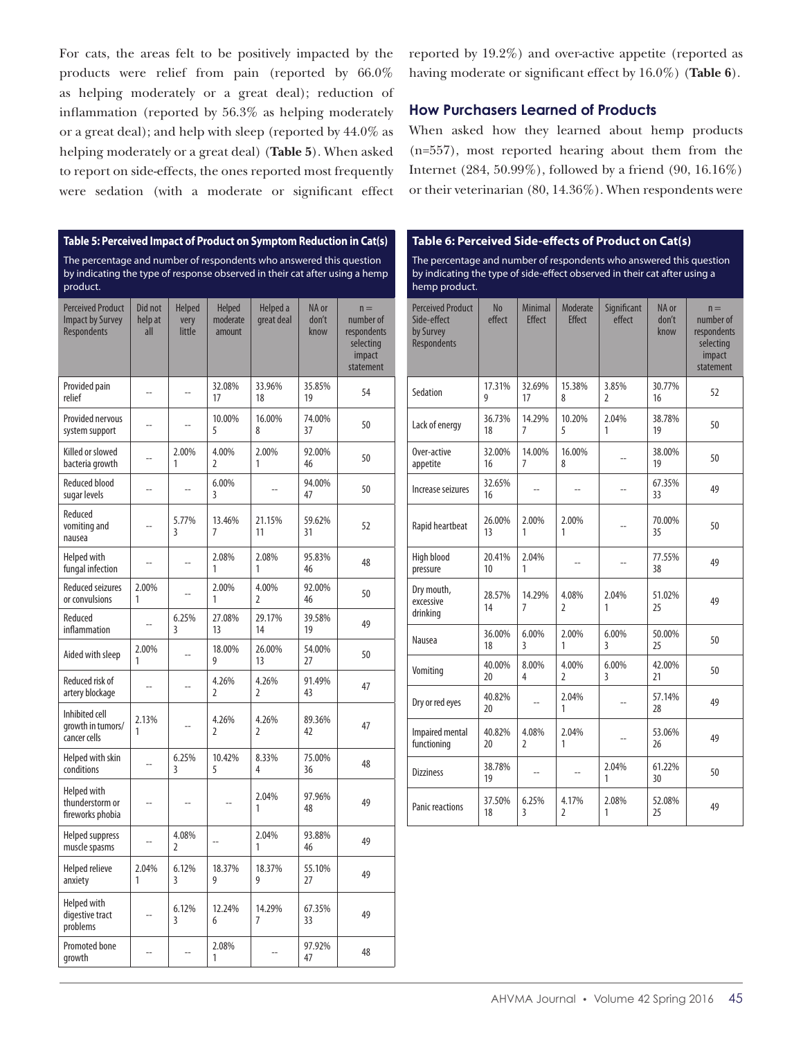For cats, the areas felt to be positively impacted by the products were relief from pain (reported by 66.0% as helping moderately or a great deal); reduction of inflammation (reported by 56.3% as helping moderately or a great deal); and help with sleep (reported by 44.0% as helping moderately or a great deal) (**Table 5**). When asked to report on side-effects, the ones reported most frequently were sedation (with a moderate or significant effect reported by 19.2%) and over-active appetite (reported as having moderate or significant effect by 16.0%) (**Table 6**).

## How Purchasers Learned of Products

When asked how they learned about hemp products (n=557), most reported hearing about them from the Internet (284, 50.99%), followed by a friend (90, 16.16%) or their veterinarian (80, 14.36%). When respondents were

**Table 5: Perceived Impact of Product on Symptom Reduction in Cat(s)**

The percentage and number of respondents who answered this question by indicating the type of response observed in their cat after using a hemp product.

| Perceived Product Impact by Survey Respondents | Did not help at all | Helped very little | Helped moderate amount | Helped a great deal | NA or don't know | n = number of respondents selecting impact statement |
|---|---|---|---|---|---|---|
| Provided pain relief | -- | -- | 32.08% 17 | 33.96% 18 | 35.85% 19 | 54 |
| Provided nervous system support | -- | -- | 10.00% 5 | 16.00% 8 | 74.00% 37 | 50 |
| Killed or slowed bacteria growth | -- | 2.00% 1 | 4.00% 2 | 2.00% 1 | 92.00% 46 | 50 |
| Reduced blood sugar levels | -- | -- | 6.00% 3 | -- | 94.00% 47 | 50 |
| Reduced vomiting and nausea | -- | 5.77% 3 | 13.46% 7 | 21.15% 11 | 59.62% 31 | 52 |
| Helped with fungal infection | -- | -- | 2.08% 1 | 2.08% 1 | 95.83% 46 | 48 |
| Reduced seizures or convulsions | 2.00% 1 | -- | 2.00% 1 | 4.00% 2 | 92.00% 46 | 50 |
| Reduced inflammation | -- | 6.25% 3 | 27.08% 13 | 29.17% 14 | 39.58% 19 | 49 |
| Aided with sleep | 2.00% 1 | -- | 18.00% 9 | 26.00% 13 | 54.00% 27 | 50 |
| Reduced risk of artery blockage | -- | -- | 4.26% 2 | 4.26% 2 | 91.49% 43 | 47 |
| Inhibited cell growth in tumors/ cancer cells | 2.13% 1 | -- | 4.26% 2 | 4.26% 2 | 89.36% 42 | 47 |
| Helped with skin conditions | -- | 6.25% 3 | 10.42% 5 | 8.33% 4 | 75.00% 36 | 48 |
| Helped with thunderstorm or fireworks phobia | -- | -- | -- | 2.04% 1 | 97.96% 48 | 49 |
| Helped suppress muscle spasms | -- | 4.08% 2 | -- | 2.04% 1 | 93.88% 46 | 49 |
| Helped relieve anxiety | 2.04% 1 | 6.12% 3 | 18.37% 9 | 18.37% 9 | 55.10% 27 | 49 |
| Helped with digestive tract problems | -- | 6.12% 3 | 12.24% 6 | 14.29% 7 | 67.35% 33 | 49 |
| Promoted bone growth | -- | -- | 2.08% 1 | -- | 97.92% 47 | 48 |

**Table 6: Perceived Side-effects of Product on Cat(s)**

The percentage and number of respondents who answered this question by indicating the type of side-effect observed in their cat after using a hemp product.

| Perceived Product Side-effect by Survey Respondents | No effect | Minimal Effect | Moderate Effect | Significant effect | NA or don't know | n = number of respondents selecting impact statement |
|---|---|---|---|---|---|---|
| Sedation | 17.31% 9 | 32.69% 17 | 15.38% 8 | 3.85% 2 | 30.77% 16 | 52 |
| Lack of energy | 36.73% 18 | 14.29% 7 | 10.20% 5 | 2.04% 1 | 38.78% 19 | 50 |
| Over-active appetite | 32.00% 16 | 14.00% 7 | 16.00% 8 | -- | 38.00% 19 | 50 |
| Increase seizures | 32.65% 16 | -- | -- | -- | 67.35% 33 | 49 |
| Rapid heartbeat | 26.00% 13 | 2.00% 1 | 2.00% 1 | -- | 70.00% 35 | 50 |
| High blood pressure | 20.41% 10 | 2.04% 1 | -- | -- | 77.55% 38 | 49 |
| Dry mouth, excessive drinking | 28.57% 14 | 14.29% 7 | 4.08% 2 | 2.04% 1 | 51.02% 25 | 49 |
| Nausea | 36.00% 18 | 6.00% 3 | 2.00% 1 | 6.00% 3 | 50.00% 25 | 50 |
| Vomiting | 40.00% 20 | 8.00% 4 | 4.00% 2 | 6.00% 3 | 42.00% 21 | 50 |
| Dry or red eyes | 40.82% 20 | -- | 2.04% 1 | -- | 57.14% 28 | 49 |
| Impaired mental functioning | 40.82% 20 | 4.08% 2 | 2.04% 1 | -- | 53.06% 26 | 49 |
| Dizziness | 38.78% 19 | -- | -- | 2.04% 1 | 61.22% 30 | 50 |
| Panic reactions | 37.50% 18 | 6.25% 3 | 4.17% 2 | 2.08% 1 | 52.08% 25 | 49 |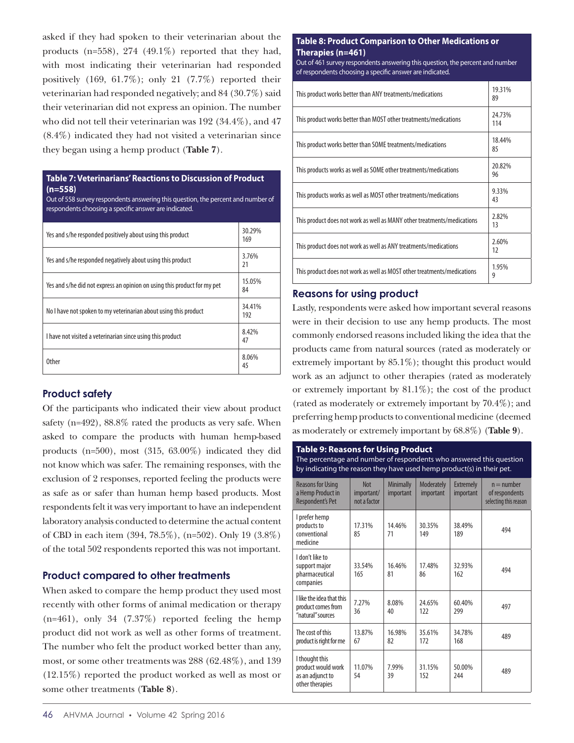asked if they had spoken to their veterinarian about the products (n=558), 274 (49.1%) reported that they had, with most indicating their veterinarian had responded positively (169, 61.7%); only 21 (7.7%) reported their veterinarian had responded negatively; and 84 (30.7%) said their veterinarian did not express an opinion. The number who did not tell their veterinarian was 192 (34.4%), and 47 (8.4%) indicated they had not visited a veterinarian since they began using a hemp product (**Table 7**).

**Table 7: Veterinarians' Reactions to Discussion of Product (n=558)**

Out of 558 survey respondents answering this question, the percent and number of respondents choosing a specific answer are indicated.

| Response | Percent / Number |
|---|---|
| Yes and s/he responded positively about using this product | 30.29% 169 |
| Yes and s/he responded negatively about using this product | 3.76% 21 |
| Yes and s/he did not express an opinion on using this product for my pet | 15.05% 84 |
| No I have not spoken to my veterinarian about using this product | 34.41% 192 |
| I have not visited a veterinarian since using this product | 8.42% 47 |
| Other | 8.06% 45 |

## Product safety

Of the participants who indicated their view about product safety (n=492), 88.8% rated the products as very safe. When asked to compare the products with human hemp-based products (n=500), most (315, 63.00%) indicated they did not know which was safer. The remaining responses, with the exclusion of 2 responses, reported feeling the products were as safe as or safer than human hemp based products. Most respondents felt it was very important to have an independent laboratory analysis conducted to determine the actual content of CBD in each item (394, 78.5%), (n=502). Only 19 (3.8%) of the total 502 respondents reported this was not important.

## Product compared to other treatments

When asked to compare the hemp product they used most recently with other forms of animal medication or therapy (n=461), only 34 (7.37%) reported feeling the hemp product did not work as well as other forms of treatment. The number who felt the product worked better than any, most, or some other treatments was 288 (62.48%), and 139 (12.15%) reported the product worked as well as most or some other treatments (**Table 8**).

**Table 8: Product Comparison to Other Medications or Therapies (n=461)**

Out of 461 survey respondents answering this question, the percent and number of respondents choosing a specific answer are indicated.

| Response | Percent / Number |
|---|---|
| This product works better than ANY treatments/medications | 19.31% 89 |
| This product works better than MOST other treatments/medications | 24.73% 114 |
| This product works better than SOME treatments/medications | 18.44% 85 |
| This products works as well as SOME other treatments/medications | 20.82% 96 |
| This products works as well as MOST other treatments/medications | 9.33% 43 |
| This product does not work as well as MANY other treatments/medications | 2.82% 13 |
| This product does not work as well as ANY treatments/medications | 2.60% 12 |
| This product does not work as well as MOST other treatments/medications | 1.95% 9 |

## Reasons for using product

Lastly, respondents were asked how important several reasons were in their decision to use any hemp products. The most commonly endorsed reasons included liking the idea that the products came from natural sources (rated as moderately or extremely important by 85.1%); thought this product would work as an adjunct to other therapies (rated as moderately or extremely important by 81.1%); the cost of the product (rated as moderately or extremely important by 70.4%); and preferring hemp products to conventional medicine (deemed as moderately or extremely important by 68.8%) (**Table 9**).

**Table 9: Reasons for Using Product**

The percentage and number of respondents who answered this question by indicating the reason they have used hemp product(s) in their pet.

| Reasons for Using a Hemp Product in Respondent's Pet | Not important/ not a factor | Minimally important | Moderately important | Extremely important | n = number of respondents selecting this reason |
|---|---|---|---|---|---|
| I prefer hemp products to conventional medicine | 17.31% 85 | 14.46% 71 | 30.35% 149 | 38.49% 189 | 494 |
| I don't like to support major pharmaceutical companies | 33.54% 165 | 16.46% 81 | 17.48% 86 | 32.93% 162 | 494 |
| I like the idea that this product comes from "natural" sources | 7.27% 36 | 8.08% 40 | 24.65% 122 | 60.40% 299 | 497 |
| The cost of this product is right for me | 13.87% 67 | 16.98% 82 | 35.61% 172 | 34.78% 168 | 489 |
| I thought this product would work as an adjunct to other therapies | 11.07% 54 | 7.99% 39 | 31.15% 152 | 50.00% 244 | 489 |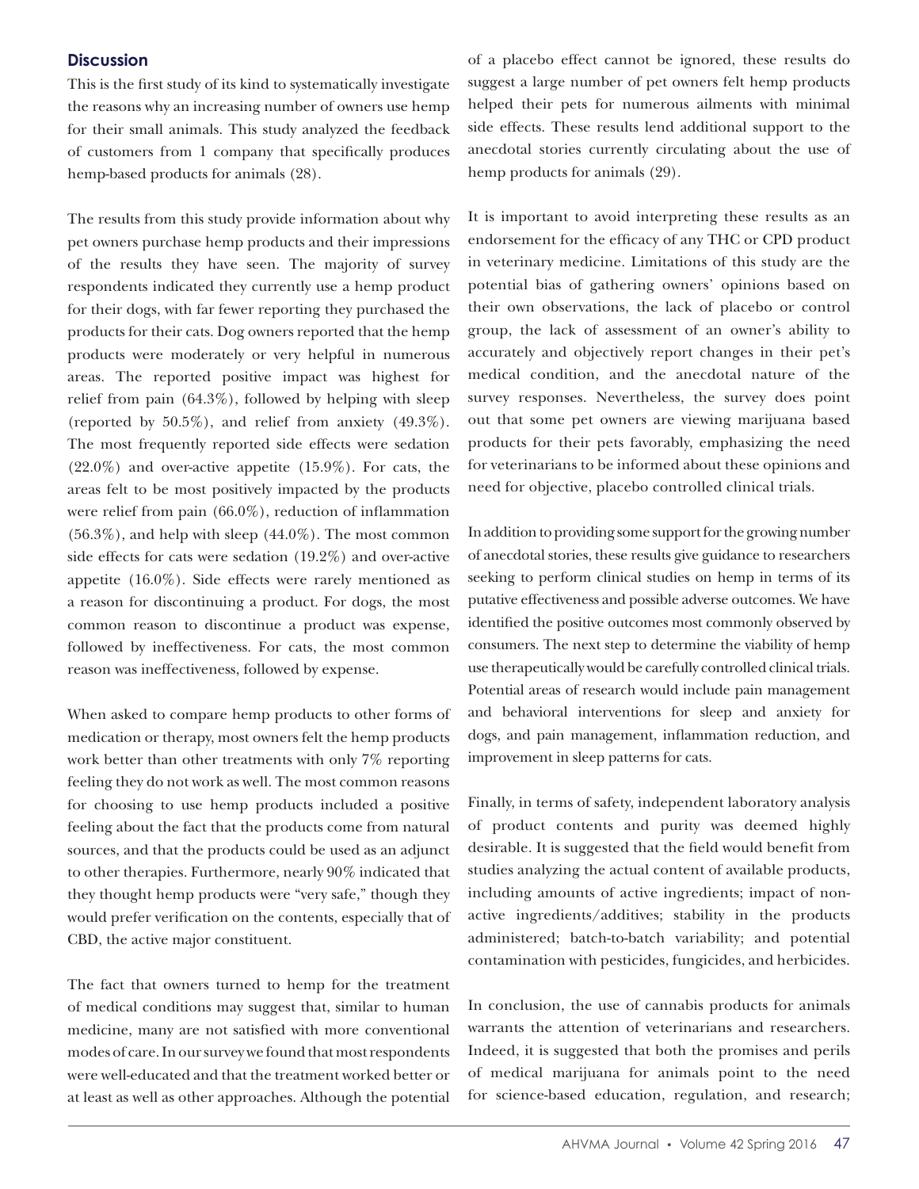## Discussion

This is the first study of its kind to systematically investigate the reasons why an increasing number of owners use hemp for their small animals. This study analyzed the feedback of customers from 1 company that specifically produces hemp-based products for animals (28).

The results from this study provide information about why pet owners purchase hemp products and their impressions of the results they have seen. The majority of survey respondents indicated they currently use a hemp product for their dogs, with far fewer reporting they purchased the products for their cats. Dog owners reported that the hemp products were moderately or very helpful in numerous areas. The reported positive impact was highest for relief from pain (64.3%), followed by helping with sleep (reported by 50.5%), and relief from anxiety (49.3%). The most frequently reported side effects were sedation (22.0%) and over-active appetite (15.9%). For cats, the areas felt to be most positively impacted by the products were relief from pain (66.0%), reduction of inflammation (56.3%), and help with sleep (44.0%). The most common side effects for cats were sedation (19.2%) and over-active appetite (16.0%). Side effects were rarely mentioned as a reason for discontinuing a product. For dogs, the most common reason to discontinue a product was expense, followed by ineffectiveness. For cats, the most common reason was ineffectiveness, followed by expense.

When asked to compare hemp products to other forms of medication or therapy, most owners felt the hemp products work better than other treatments with only 7% reporting feeling they do not work as well. The most common reasons for choosing to use hemp products included a positive feeling about the fact that the products come from natural sources, and that the products could be used as an adjunct to other therapies. Furthermore, nearly 90% indicated that they thought hemp products were "very safe," though they would prefer verification on the contents, especially that of CBD, the active major constituent.

The fact that owners turned to hemp for the treatment of medical conditions may suggest that, similar to human medicine, many are not satisfied with more conventional modes of care. In our survey we found that most respondents were well-educated and that the treatment worked better or at least as well as other approaches. Although the potential of a placebo effect cannot be ignored, these results do suggest a large number of pet owners felt hemp products helped their pets for numerous ailments with minimal side effects. These results lend additional support to the anecdotal stories currently circulating about the use of hemp products for animals (29).

It is important to avoid interpreting these results as an endorsement for the efficacy of any THC or CPD product in veterinary medicine. Limitations of this study are the potential bias of gathering owners' opinions based on their own observations, the lack of placebo or control group, the lack of assessment of an owner's ability to accurately and objectively report changes in their pet's medical condition, and the anecdotal nature of the survey responses. Nevertheless, the survey does point out that some pet owners are viewing marijuana based products for their pets favorably, emphasizing the need for veterinarians to be informed about these opinions and need for objective, placebo controlled clinical trials.

In addition to providing some support for the growing number of anecdotal stories, these results give guidance to researchers seeking to perform clinical studies on hemp in terms of its putative effectiveness and possible adverse outcomes. We have identified the positive outcomes most commonly observed by consumers. The next step to determine the viability of hemp use therapeutically would be carefully controlled clinical trials. Potential areas of research would include pain management and behavioral interventions for sleep and anxiety for dogs, and pain management, inflammation reduction, and improvement in sleep patterns for cats.

Finally, in terms of safety, independent laboratory analysis of product contents and purity was deemed highly desirable. It is suggested that the field would benefit from studies analyzing the actual content of available products, including amounts of active ingredients; impact of non-active ingredients/additives; stability in the products administered; batch-to-batch variability; and potential contamination with pesticides, fungicides, and herbicides.

In conclusion, the use of cannabis products for animals warrants the attention of veterinarians and researchers. Indeed, it is suggested that both the promises and perils of medical marijuana for animals point to the need for science-based education, regulation, and research;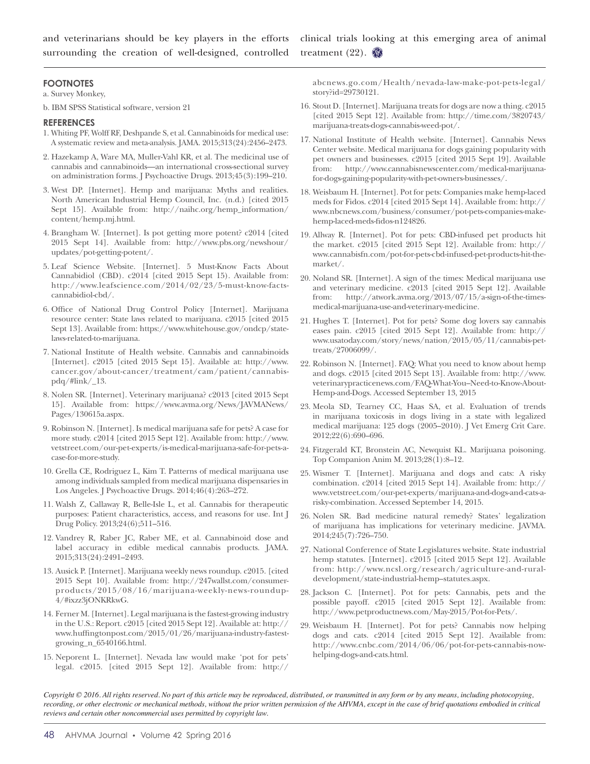and veterinarians should be key players in the efforts surrounding the creation of well-designed, controlled clinical trials looking at this emerging area of animal treatment (22).

## FOOTNOTES

a. Survey Monkey,

b. IBM SPSS Statistical software, version 21

## REFERENCES

1. Whiting PF, Wolff RF, Deshpande S, et al. Cannabinoids for medical use: A systematic review and meta-analysis. JAMA. 2015;313(24):2456–2473.
2. Hazekamp A, Ware MA, Muller-Vahl KR, et al. The medicinal use of cannabis and cannabinoids—an international cross-sectional survey on administration forms. J Psychoactive Drugs. 2013;45(3):199–210.
3. West DP. [Internet]. Hemp and marijuana: Myths and realities. North American Industrial Hemp Council, Inc. (n.d.) [cited 2015 Sept 15]. Available from: http://naihc.org/hemp_information/content/hemp.mj.html.
4. Brangham W. [Internet]. Is pot getting more potent? c2014 [cited 2015 Sept 14]. Available from: http://www.pbs.org/newshour/updates/pot-getting-potent/.
5. Leaf Science Website. [Internet]. 5 Must-Know Facts About Cannabidiol (CBD). c2014 [cited 2015 Sept 15). Available from: http://www.leafscience.com/2014/02/23/5-must-know-facts-cannabidiol-cbd/.
6. Office of National Drug Control Policy [Internet]. Marijuana resource center: State laws related to marijuana. c2015 [cited 2015 Sept 13]. Available from: https://www.whitehouse.gov/ondcp/state-laws-related-to-marijuana.
7. National Institute of Health website. Cannabis and cannabinoids [Internet]. c2015 [cited 2015 Sept 15]. Available at: http://www.cancer.gov/about-cancer/treatment/cam/patient/cannabis-pdq/#link/_13.
8. Nolen SR. [Internet]. Veterinary marijuana? c2013 [cited 2015 Sept 15]. Available from: https://www.avma.org/News/JAVMANews/Pages/130615a.aspx.
9. Robinson N. [Internet]. Is medical marijuana safe for pets? A case for more study. c2014 [cited 2015 Sept 12]. Available from: http://www.vetstreet.com/our-pet-experts/is-medical-marijuana-safe-for-pets-a-case-for-more-study.
10. Grella CE, Rodriguez L, Kim T. Patterns of medical marijuana use among individuals sampled from medical marijuana dispensaries in Los Angeles. J Psychoactive Drugs. 2014;46(4):263–272.
11. Walsh Z, Callaway R, Belle-Isle L, et al. Cannabis for therapeutic purposes: Patient characteristics, access, and reasons for use. Int J Drug Policy. 2013;24(6);511–516.
12. Vandrey R, Raber JC, Raber ME, et al. Cannabinoid dose and label accuracy in edible medical cannabis products. JAMA. 2015;313(24):2491–2493.
13. Ausick P. [Internet]. Marijuana weekly news roundup. c2015. [cited 2015 Sept 10]. Available from: http://247wallst.com/consumer-products/2015/08/16/marijuana-weekly-news-roundup-4/#ixzz3jONKRkwG.
14. Ferner M. [Internet]. Legal marijuana is the fastest-growing industry in the U.S.: Report. c2015 [cited 2015 Sept 12]. Available at: http://www.huffingtonpost.com/2015/01/26/marijuana-industry-fastest-growing_n_6540166.html.
15. Neporent L. [Internet]. Nevada law would make 'pot for pets' legal. c2015. [cited 2015 Sept 12]. Available from: http://abcnews.go.com/Health/nevada-law-make-pot-pets-legal/story?id=29730121.
16. Stout D. [Internet]. Marijuana treats for dogs are now a thing. c2015 [cited 2015 Sept 12]. Available from: http://time.com/3820743/marijuana-treats-dogs-cannabis-weed-pot/.
17. National Institute of Health website. [Internet]. Cannabis News Center website. Medical marijuana for dogs gaining popularity with pet owners and businesses. c2015 [cited 2015 Sept 19]. Available from: http://www.cannabisnewscenter.com/medical-marijuana-for-dogs-gaining-popularity-with-pet-owners-businesses/.
18. Weisbaum H. [Internet]. Pot for pets: Companies make hemp-laced meds for Fidos. c2014 [cited 2015 Sept 14]. Available from: http://www.nbcnews.com/business/consumer/pot-pets-companies-make-hemp-laced-meds-fidos-n124826.
19. Allway R. [Internet]. Pot for pets: CBD-infused pet products hit the market. c2015 [cited 2015 Sept 12]. Available from: http://www.cannabisfn.com/pot-for-pets-cbd-infused-pet-products-hit-the-market/.
20. Noland SR. [Internet]. A sign of the times: Medical marijuana use and veterinary medicine. c2013 [cited 2015 Sept 12]. Available from: http://atwork.avma.org/2013/07/15/a-sign-of-the-times-medical-marijuana-use-and-veterinary-medicine.
21. Hughes T. [Internet]. Pot for pets? Some dog lovers say cannabis eases pain. c2015 [cited 2015 Sept 12]. Available from: http://www.usatoday.com/story/news/nation/2015/05/11/cannabis-pet-treats/27006099/.
22. Robinson N. [Internet]. FAQ: What you need to know about hemp and dogs. c2015 [cited 2015 Sept 13]. Available from: http://www.veterinarypracticenews.com/FAQ-What-You–Need-to-Know-About-Hemp-and-Dogs. Accessed September 13, 2015
23. Meola SD, Tearney CC, Haas SA, et al. Evaluation of trends in marijuana toxicosis in dogs living in a state with legalized medical marijuana: 125 dogs (2005–2010). J Vet Emerg Crit Care. 2012;22(6):690–696.
24. Fitzgerald KT, Bronstein AC, Newquist KL. Marijuana poisoning. Top Companion Anim M. 2013;28(1):8–12.
25. Wismer T. [Internet]. Marijuana and dogs and cats: A risky combination. c2014 [cited 2015 Sept 14]. Available from: http://www.vetstreet.com/our-pet-experts/marijuana-and-dogs-and-cats-a-risky-combination. Accessed September 14, 2015.
26. Nolen SR. Bad medicine natural remedy? States' legalization of marijuana has implications for veterinary medicine. JAVMA. 2014;245(7):726–750.
27. National Conference of State Legislatures website. State industrial hemp statutes. [Internet]. c2015 [cited 2015 Sept 12]. Available from: http://www.ncsl.org/research/agriculture-and-rural-development/state-industrial-hemp–statutes.aspx.
28. Jackson C. [Internet]. Pot for pets: Cannabis, pets and the possible payoff. c2015 [cited 2015 Sept 12]. Available from: http://www.petproductnews.com/May-2015/Pot-for-Pets/.
29. Weisbaum H. [Internet]. Pot for pets? Cannabis now helping dogs and cats. c2014 [cited 2015 Sept 12]. Available from: http://www.cnbc.com/2014/06/06/pot-for-pets-cannabis-now-helping-dogs-and-cats.html.

*Copyright © 2016. All rights reserved. No part of this article may be reproduced, distributed, or transmitted in any form or by any means, including photocopying, recording, or other electronic or mechanical methods, without the prior written permission of the AHVMA, except in the case of brief quotations embodied in critical reviews and certain other noncommercial uses permitted by copyright law.*